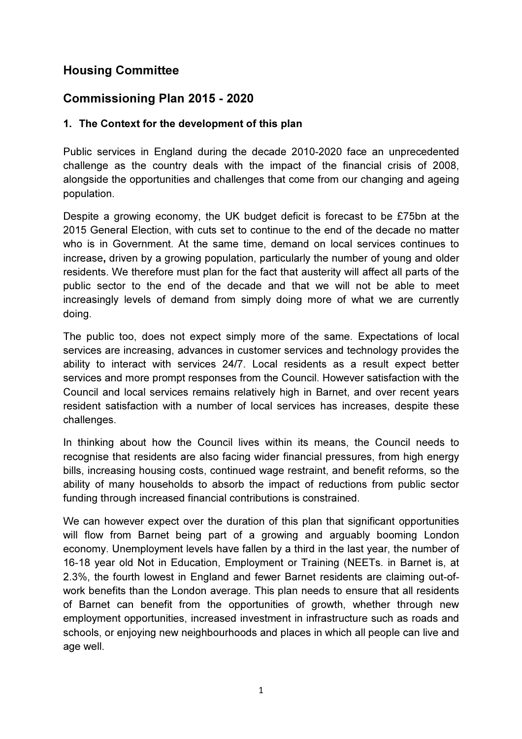# Housing Committee

# Commissioning Plan 2015 - 2020

## 1. The Context for the development of this plan

Public services in England during the decade 2010-2020 face an unprecedented challenge as the country deals with the impact of the financial crisis of 2008, alongside the opportunities and challenges that come from our changing and ageing population.

Despite a growing economy, the UK budget deficit is forecast to be £75bn at the 2015 General Election, with cuts set to continue to the end of the decade no matter who is in Government. At the same time, demand on local services continues to increase**,** driven by a growing population, particularly the number of young and older residents. We therefore must plan for the fact that austerity will affect all parts of the public sector to the end of the decade and that we will not be able to meet increasingly levels of demand from simply doing more of what we are currently doing.

The public too, does not expect simply more of the same. Expectations of local services are increasing, advances in customer services and technology provides the ability to interact with services 24/7. Local residents as a result expect better services and more prompt responses from the Council. However satisfaction with the Council and local services remains relatively high in Barnet, and over recent years resident satisfaction with a number of local services has increases, despite these challenges.

In thinking about how the Council lives within its means, the Council needs to recognise that residents are also facing wider financial pressures, from high energy bills, increasing housing costs, continued wage restraint, and benefit reforms, so the ability of many households to absorb the impact of reductions from public sector funding through increased financial contributions is constrained.

We can however expect over the duration of this plan that significant opportunities will flow from Barnet being part of a growing and arguably booming London economy. Unemployment levels have fallen by a third in the last year, the number of 16-18 year old Not in Education, Employment or Training (NEETs. in Barnet is, at 2.3%, the fourth lowest in England and fewer Barnet residents are claiming out-of-work benefits than the London average. This plan needs to ensure that all residents of Barnet can benefit from the opportunities of growth, whether through new employment opportunities, increased investment in infrastructure such as roads and schools, or enjoying new neighbourhoods and places in which all people can live and age well.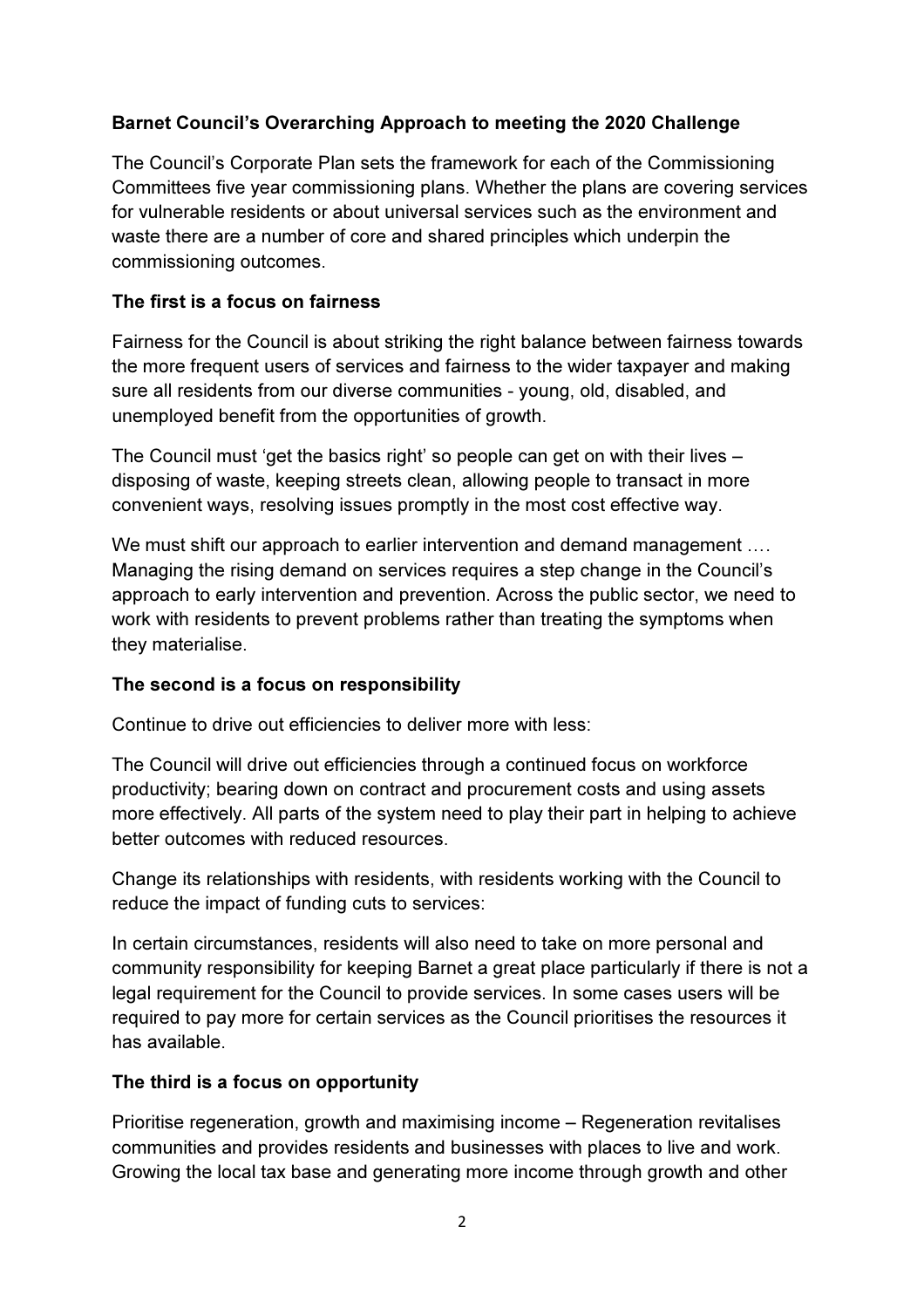**Barnet Council's Overarching Approach to meeting the 2020 Challenge**

The Council's Corporate Plan sets the framework for each of the Commissioning Committees five year commissioning plans. Whether the plans are covering services for vulnerable residents or about universal services such as the environment and waste there are a number of core and shared principles which underpin the commissioning outcomes.

**The first is a focus on fairness**

Fairness for the Council is about striking the right balance between fairness towards the more frequent users of services and fairness to the wider taxpayer and making sure all residents from our diverse communities - young, old, disabled, and unemployed benefit from the opportunities of growth.

The Council must 'get the basics right' so people can get on with their lives – disposing of waste, keeping streets clean, allowing people to transact in more convenient ways, resolving issues promptly in the most cost effective way.

We must shift our approach to earlier intervention and demand management …. Managing the rising demand on services requires a step change in the Council's approach to early intervention and prevention. Across the public sector, we need to work with residents to prevent problems rather than treating the symptoms when they materialise.

**The second is a focus on responsibility**

Continue to drive out efficiencies to deliver more with less:

The Council will drive out efficiencies through a continued focus on workforce productivity; bearing down on contract and procurement costs and using assets more effectively. All parts of the system need to play their part in helping to achieve better outcomes with reduced resources.

Change its relationships with residents, with residents working with the Council to reduce the impact of funding cuts to services:

In certain circumstances, residents will also need to take on more personal and community responsibility for keeping Barnet a great place particularly if there is not a legal requirement for the Council to provide services. In some cases users will be required to pay more for certain services as the Council prioritises the resources it has available.

**The third is a focus on opportunity**

Prioritise regeneration, growth and maximising income – Regeneration revitalises communities and provides residents and businesses with places to live and work. Growing the local tax base and generating more income through growth and other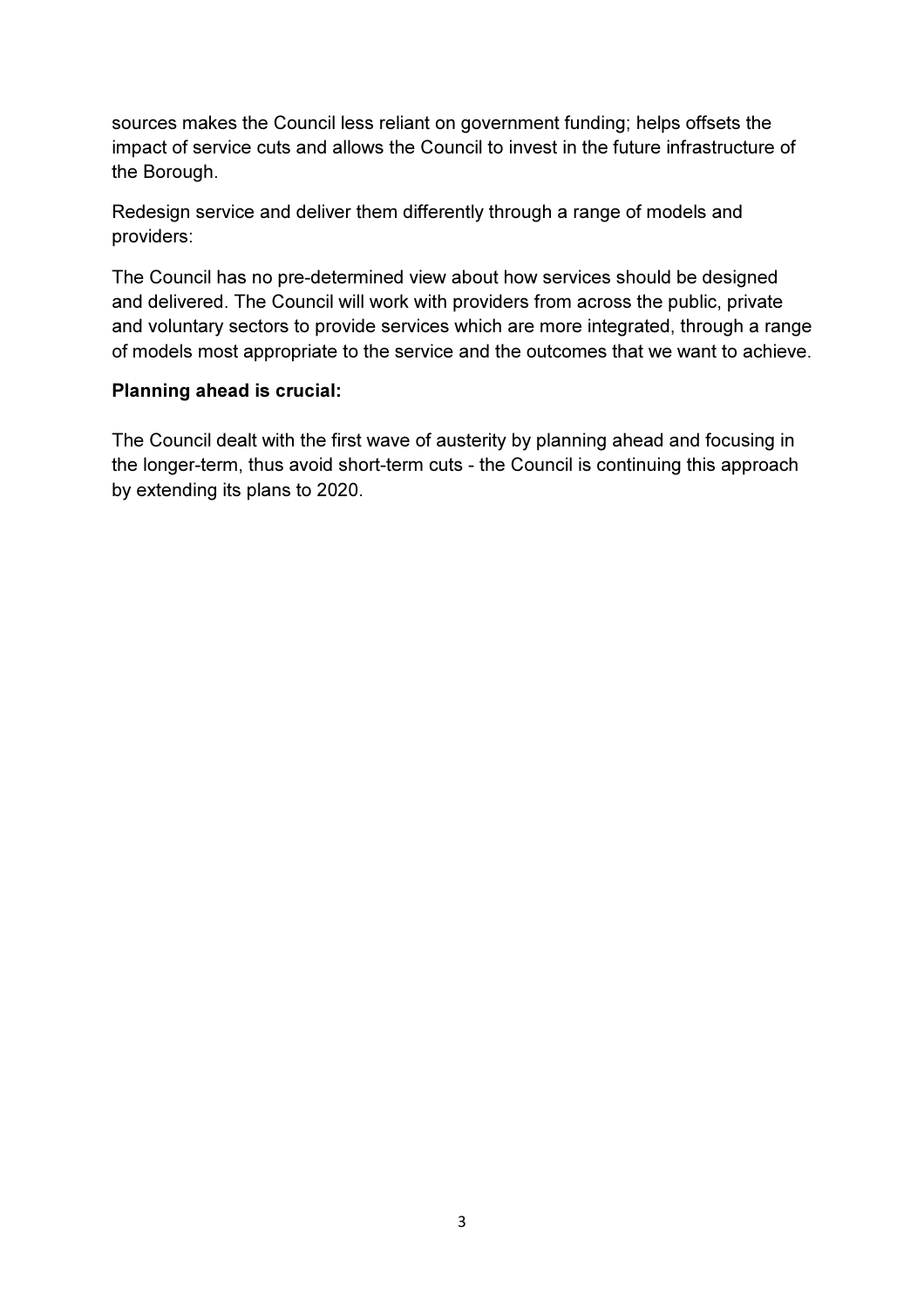sources makes the Council less reliant on government funding; helps offsets the impact of service cuts and allows the Council to invest in the future infrastructure of the Borough.

Redesign service and deliver them differently through a range of models and providers:

The Council has no pre-determined view about how services should be designed and delivered. The Council will work with providers from across the public, private and voluntary sectors to provide services which are more integrated, through a range of models most appropriate to the service and the outcomes that we want to achieve.

**Planning ahead is crucial:**

The Council dealt with the first wave of austerity by planning ahead and focusing in the longer-term, thus avoid short-term cuts - the Council is continuing this approach by extending its plans to 2020.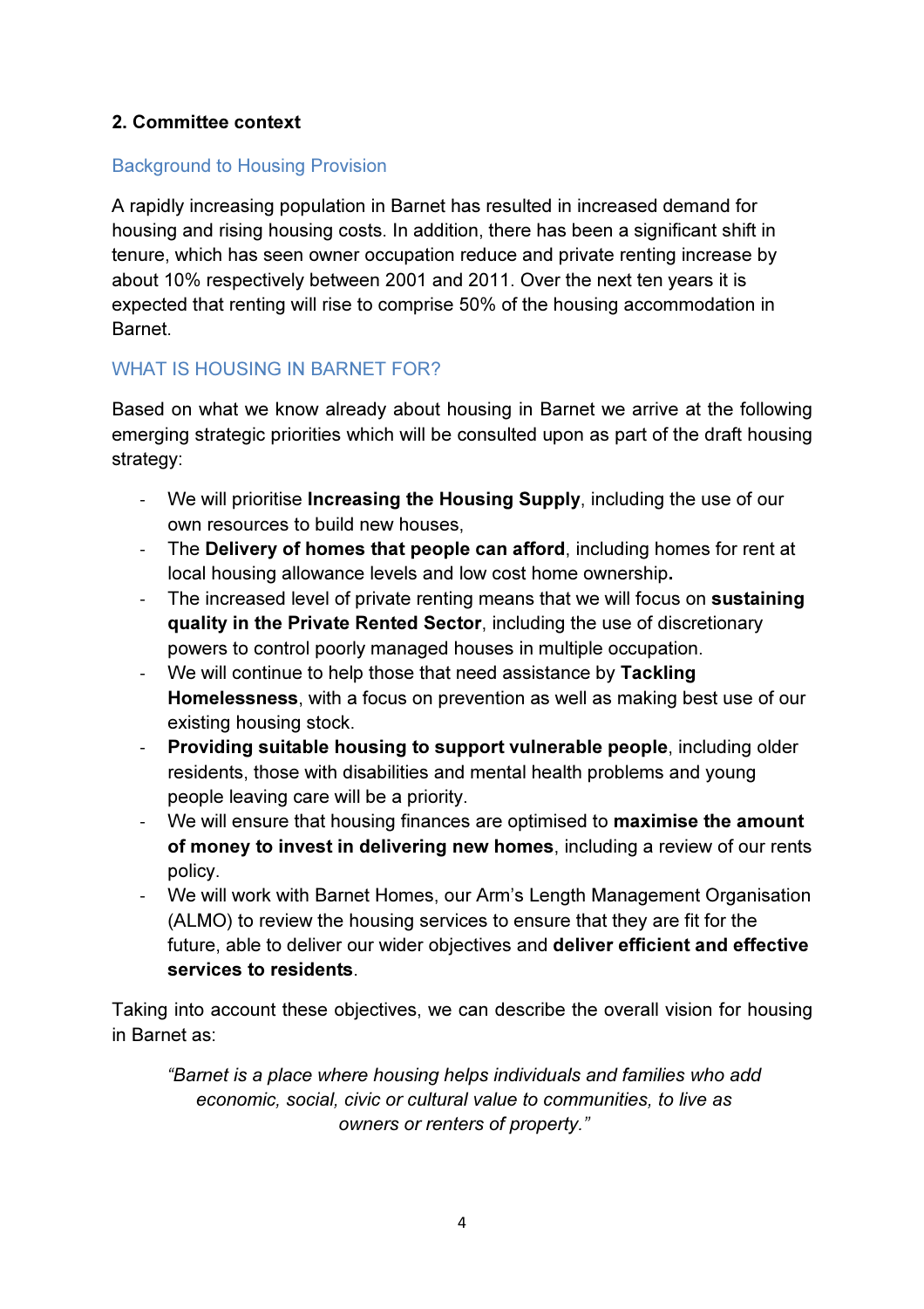## 2. Committee context

### Background to Housing Provision

A rapidly increasing population in Barnet has resulted in increased demand for housing and rising housing costs. In addition, there has been a significant shift in tenure, which has seen owner occupation reduce and private renting increase by about 10% respectively between 2001 and 2011. Over the next ten years it is expected that renting will rise to comprise 50% of the housing accommodation in Barnet.

### WHAT IS HOUSING IN BARNET FOR?

Based on what we know already about housing in Barnet we arrive at the following emerging strategic priorities which will be consulted upon as part of the draft housing strategy:

- We will prioritise **Increasing the Housing Supply**, including the use of our own resources to build new houses,
- The **Delivery of homes that people can afford**, including homes for rent at local housing allowance levels and low cost home ownership**.**
- The increased level of private renting means that we will focus on **sustaining quality in the Private Rented Sector**, including the use of discretionary powers to control poorly managed houses in multiple occupation.
- We will continue to help those that need assistance by **Tackling Homelessness**, with a focus on prevention as well as making best use of our existing housing stock.
- **Providing suitable housing to support vulnerable people**, including older residents, those with disabilities and mental health problems and young people leaving care will be a priority.
- We will ensure that housing finances are optimised to **maximise the amount of money to invest in delivering new homes**, including a review of our rents policy.
- We will work with Barnet Homes, our Arm's Length Management Organisation (ALMO) to review the housing services to ensure that they are fit for the future, able to deliver our wider objectives and **deliver efficient and effective services to residents**.

Taking into account these objectives, we can describe the overall vision for housing in Barnet as:

> *"Barnet is a place where housing helps individuals and families who add economic, social, civic or cultural value to communities, to live as owners or renters of property."*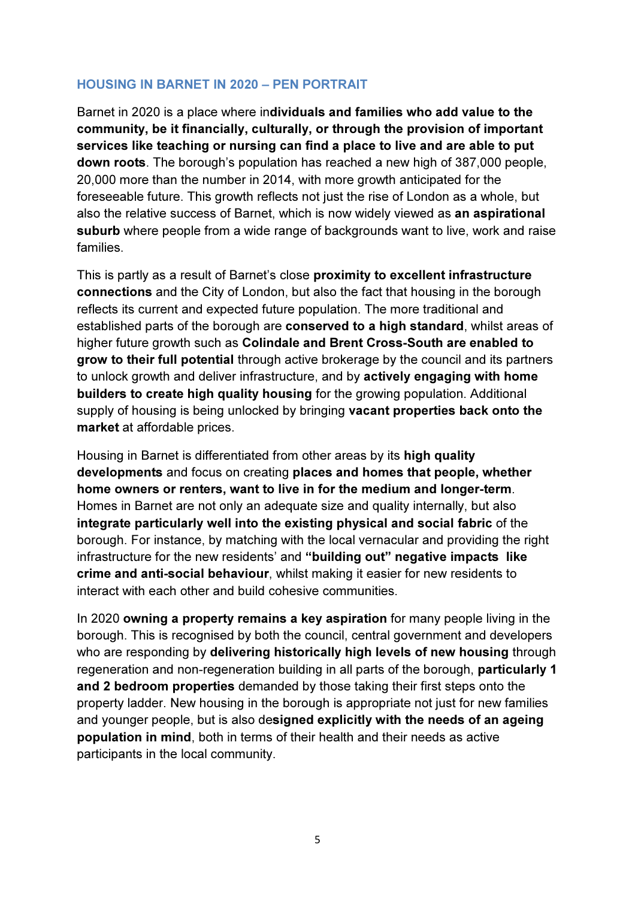## HOUSING IN BARNET IN 2020 – PEN PORTRAIT

Barnet in 2020 is a place where in**dividuals and families who add value to the community, be it financially, culturally, or through the provision of important services like teaching or nursing can find a place to live and are able to put down roots**. The borough's population has reached a new high of 387,000 people, 20,000 more than the number in 2014, with more growth anticipated for the foreseeable future. This growth reflects not just the rise of London as a whole, but also the relative success of Barnet, which is now widely viewed as **an aspirational suburb** where people from a wide range of backgrounds want to live, work and raise families.

This is partly as a result of Barnet's close **proximity to excellent infrastructure connections** and the City of London, but also the fact that housing in the borough reflects its current and expected future population. The more traditional and established parts of the borough are **conserved to a high standard**, whilst areas of higher future growth such as **Colindale and Brent Cross-South are enabled to grow to their full potential** through active brokerage by the council and its partners to unlock growth and deliver infrastructure, and by **actively engaging with home builders to create high quality housing** for the growing population. Additional supply of housing is being unlocked by bringing **vacant properties back onto the market** at affordable prices.

Housing in Barnet is differentiated from other areas by its **high quality developments** and focus on creating **places and homes that people, whether home owners or renters, want to live in for the medium and longer-term**. Homes in Barnet are not only an adequate size and quality internally, but also **integrate particularly well into the existing physical and social fabric** of the borough. For instance, by matching with the local vernacular and providing the right infrastructure for the new residents' and **"building out" negative impacts like crime and anti-social behaviour**, whilst making it easier for new residents to interact with each other and build cohesive communities.

In 2020 **owning a property remains a key aspiration** for many people living in the borough. This is recognised by both the council, central government and developers who are responding by **delivering historically high levels of new housing** through regeneration and non-regeneration building in all parts of the borough, **particularly 1 and 2 bedroom properties** demanded by those taking their first steps onto the property ladder. New housing in the borough is appropriate not just for new families and younger people, but is also de**signed explicitly with the needs of an ageing population in mind**, both in terms of their health and their needs as active participants in the local community.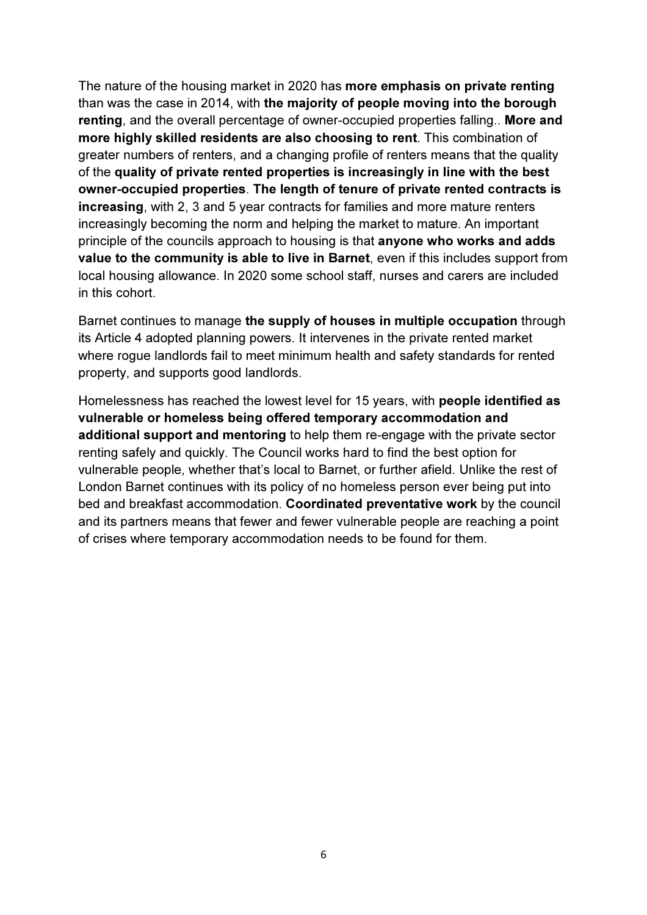The nature of the housing market in 2020 has **more emphasis on private renting** than was the case in 2014, with **the majority of people moving into the borough renting**, and the overall percentage of owner-occupied properties falling.. **More and more highly skilled residents are also choosing to rent**. This combination of greater numbers of renters, and a changing profile of renters means that the quality of the **quality of private rented properties is increasingly in line with the best owner-occupied properties**. **The length of tenure of private rented contracts is increasing**, with 2, 3 and 5 year contracts for families and more mature renters increasingly becoming the norm and helping the market to mature. An important principle of the councils approach to housing is that **anyone who works and adds value to the community is able to live in Barnet**, even if this includes support from local housing allowance. In 2020 some school staff, nurses and carers are included in this cohort.

Barnet continues to manage **the supply of houses in multiple occupation** through its Article 4 adopted planning powers. It intervenes in the private rented market where rogue landlords fail to meet minimum health and safety standards for rented property, and supports good landlords.

Homelessness has reached the lowest level for 15 years, with **people identified as vulnerable or homeless being offered temporary accommodation and additional support and mentoring** to help them re-engage with the private sector renting safely and quickly. The Council works hard to find the best option for vulnerable people, whether that's local to Barnet, or further afield. Unlike the rest of London Barnet continues with its policy of no homeless person ever being put into bed and breakfast accommodation. **Coordinated preventative work** by the council and its partners means that fewer and fewer vulnerable people are reaching a point of crises where temporary accommodation needs to be found for them.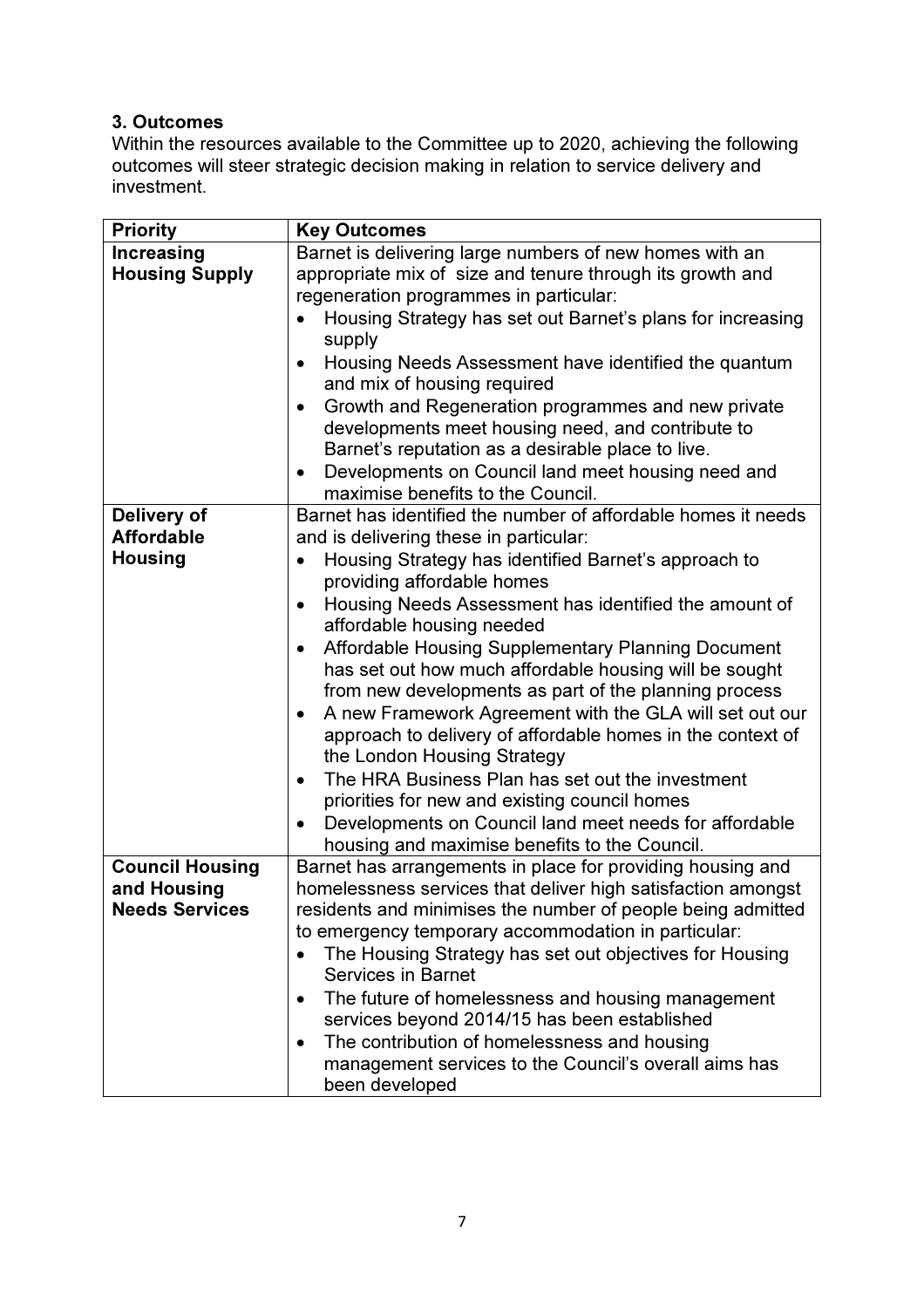### 3. Outcomes

Within the resources available to the Committee up to 2020, achieving the following outcomes will steer strategic decision making in relation to service delivery and investment.

| Priority | Key Outcomes |
|---|---|
| **Increasing Housing Supply** | Barnet is delivering large numbers of new homes with an appropriate mix of size and tenure through its growth and regeneration programmes in particular:<br>• Housing Strategy has set out Barnet's plans for increasing supply<br>• Housing Needs Assessment have identified the quantum and mix of housing required<br>• Growth and Regeneration programmes and new private developments meet housing need, and contribute to Barnet's reputation as a desirable place to live.<br>• Developments on Council land meet housing need and maximise benefits to the Council. |
| **Delivery of Affordable Housing** | Barnet has identified the number of affordable homes it needs and is delivering these in particular:<br>• Housing Strategy has identified Barnet's approach to providing affordable homes<br>• Housing Needs Assessment has identified the amount of affordable housing needed<br>• Affordable Housing Supplementary Planning Document has set out how much affordable housing will be sought from new developments as part of the planning process<br>• A new Framework Agreement with the GLA will set out our approach to delivery of affordable homes in the context of the London Housing Strategy<br>• The HRA Business Plan has set out the investment priorities for new and existing council homes<br>• Developments on Council land meet needs for affordable housing and maximise benefits to the Council. |
| **Council Housing and Housing Needs Services** | Barnet has arrangements in place for providing housing and homelessness services that deliver high satisfaction amongst residents and minimises the number of people being admitted to emergency temporary accommodation in particular:<br>• The Housing Strategy has set out objectives for Housing Services in Barnet<br>• The future of homelessness and housing management services beyond 2014/15 has been established<br>• The contribution of homelessness and housing management services to the Council's overall aims has been developed |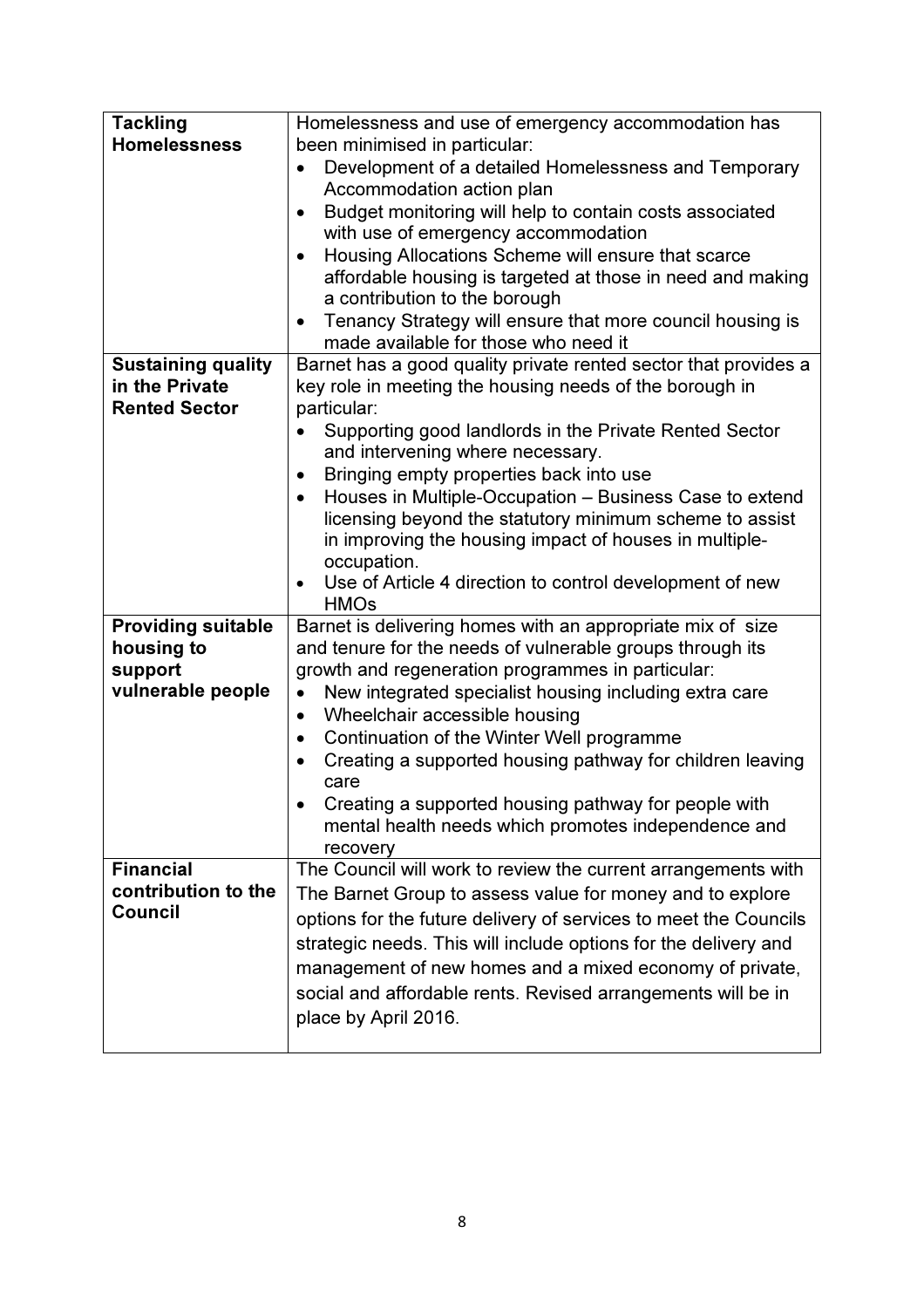| | |
|---|---|
| **Tackling Homelessness** | Homelessness and use of emergency accommodation has been minimised in particular:<br>• Development of a detailed Homelessness and Temporary Accommodation action plan<br>• Budget monitoring will help to contain costs associated with use of emergency accommodation<br>• Housing Allocations Scheme will ensure that scarce affordable housing is targeted at those in need and making a contribution to the borough<br>• Tenancy Strategy will ensure that more council housing is made available for those who need it |
| **Sustaining quality in the Private Rented Sector** | Barnet has a good quality private rented sector that provides a key role in meeting the housing needs of the borough in particular:<br>• Supporting good landlords in the Private Rented Sector and intervening where necessary.<br>• Bringing empty properties back into use<br>• Houses in Multiple-Occupation – Business Case to extend licensing beyond the statutory minimum scheme to assist in improving the housing impact of houses in multiple-occupation.<br>• Use of Article 4 direction to control development of new HMOs |
| **Providing suitable housing to support vulnerable people** | Barnet is delivering homes with an appropriate mix of size and tenure for the needs of vulnerable groups through its growth and regeneration programmes in particular:<br>• New integrated specialist housing including extra care<br>• Wheelchair accessible housing<br>• Continuation of the Winter Well programme<br>• Creating a supported housing pathway for children leaving care<br>• Creating a supported housing pathway for people with mental health needs which promotes independence and recovery |
| **Financial contribution to the Council** | The Council will work to review the current arrangements with The Barnet Group to assess value for money and to explore options for the future delivery of services to meet the Councils strategic needs. This will include options for the delivery and management of new homes and a mixed economy of private, social and affordable rents. Revised arrangements will be in place by April 2016. |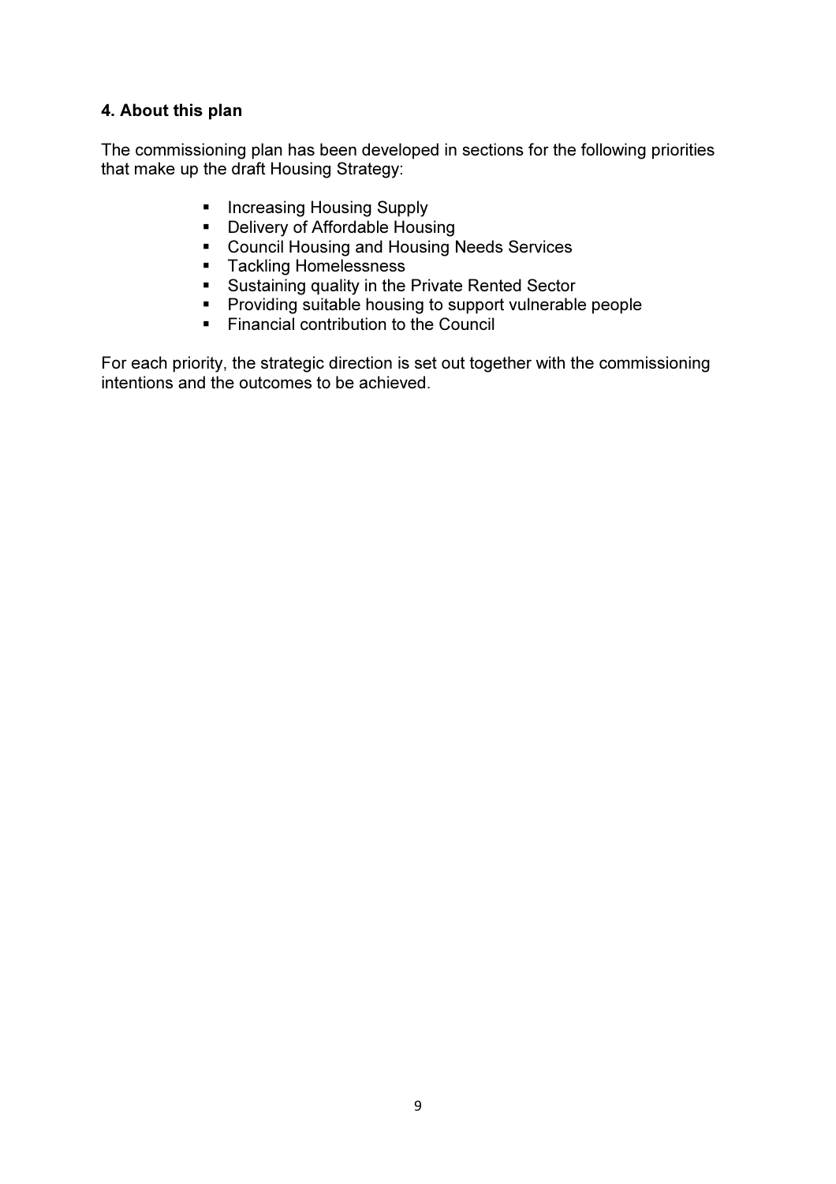## 4. About this plan

The commissioning plan has been developed in sections for the following priorities that make up the draft Housing Strategy:

- Increasing Housing Supply
- Delivery of Affordable Housing
- Council Housing and Housing Needs Services
- Tackling Homelessness
- Sustaining quality in the Private Rented Sector
- Providing suitable housing to support vulnerable people
- Financial contribution to the Council

For each priority, the strategic direction is set out together with the commissioning intentions and the outcomes to be achieved.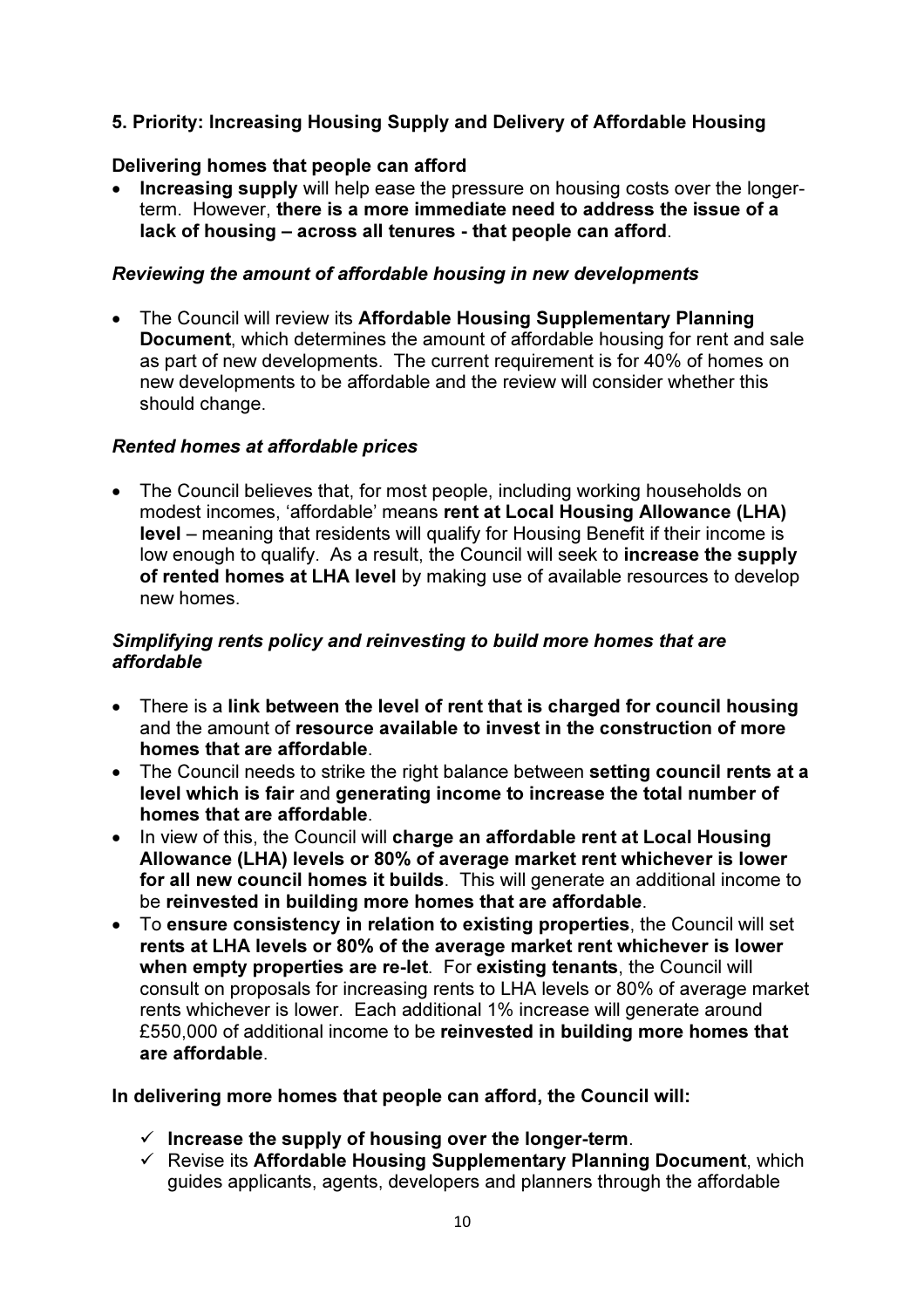## 5. Priority: Increasing Housing Supply and Delivery of Affordable Housing

### Delivering homes that people can afford

- **Increasing supply** will help ease the pressure on housing costs over the longer-term. However, **there is a more immediate need to address the issue of a lack of housing – across all tenures - that people can afford**.

#### *Reviewing the amount of affordable housing in new developments*

- The Council will review its **Affordable Housing Supplementary Planning Document**, which determines the amount of affordable housing for rent and sale as part of new developments. The current requirement is for 40% of homes on new developments to be affordable and the review will consider whether this should change.

#### *Rented homes at affordable prices*

- The Council believes that, for most people, including working households on modest incomes, 'affordable' means **rent at Local Housing Allowance (LHA) level** – meaning that residents will qualify for Housing Benefit if their income is low enough to qualify. As a result, the Council will seek to **increase the supply of rented homes at LHA level** by making use of available resources to develop new homes.

#### *Simplifying rents policy and reinvesting to build more homes that are affordable*

- There is a **link between the level of rent that is charged for council housing** and the amount of **resource available to invest in the construction of more homes that are affordable**.
- The Council needs to strike the right balance between **setting council rents at a level which is fair** and **generating income to increase the total number of homes that are affordable**.
- In view of this, the Council will **charge an affordable rent at Local Housing Allowance (LHA) levels or 80% of average market rent whichever is lower for all new council homes it builds**. This will generate an additional income to be **reinvested in building more homes that are affordable**.
- To **ensure consistency in relation to existing properties**, the Council will set **rents at LHA levels or 80% of the average market rent whichever is lower when empty properties are re-let**. For **existing tenants**, the Council will consult on proposals for increasing rents to LHA levels or 80% of average market rents whichever is lower. Each additional 1% increase will generate around £550,000 of additional income to be **reinvested in building more homes that are affordable**.

**In delivering more homes that people can afford, the Council will:**

- ✓ **Increase the supply of housing over the longer-term**.
- ✓ Revise its **Affordable Housing Supplementary Planning Document**, which guides applicants, agents, developers and planners through the affordable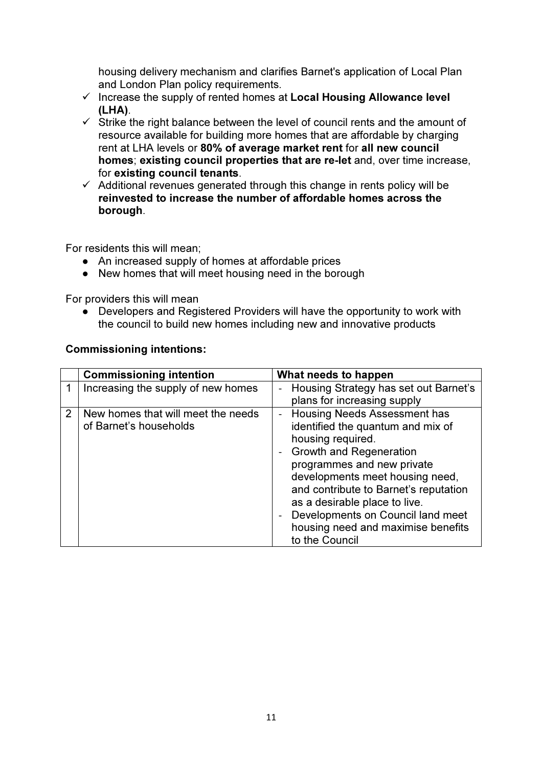housing delivery mechanism and clarifies Barnet's application of Local Plan and London Plan policy requirements.

- ✓ Increase the supply of rented homes at **Local Housing Allowance level (LHA)**.
- ✓ Strike the right balance between the level of council rents and the amount of resource available for building more homes that are affordable by charging rent at LHA levels or **80% of average market rent** for **all new council homes**; **existing council properties that are re-let** and, over time increase, for **existing council tenants**.
- ✓ Additional revenues generated through this change in rents policy will be **reinvested to increase the number of affordable homes across the borough**.

For residents this will mean;

- An increased supply of homes at affordable prices
- New homes that will meet housing need in the borough

For providers this will mean

- Developers and Registered Providers will have the opportunity to work with the council to build new homes including new and innovative products

**Commissioning intentions:**

| | **Commissioning intention** | **What needs to happen** |
|---|---|---|
| 1 | Increasing the supply of new homes | - Housing Strategy has set out Barnet's plans for increasing supply |
| 2 | New homes that will meet the needs of Barnet's households | - Housing Needs Assessment has identified the quantum and mix of housing required.<br>- Growth and Regeneration programmes and new private developments meet housing need, and contribute to Barnet's reputation as a desirable place to live.<br>- Developments on Council land meet housing need and maximise benefits to the Council |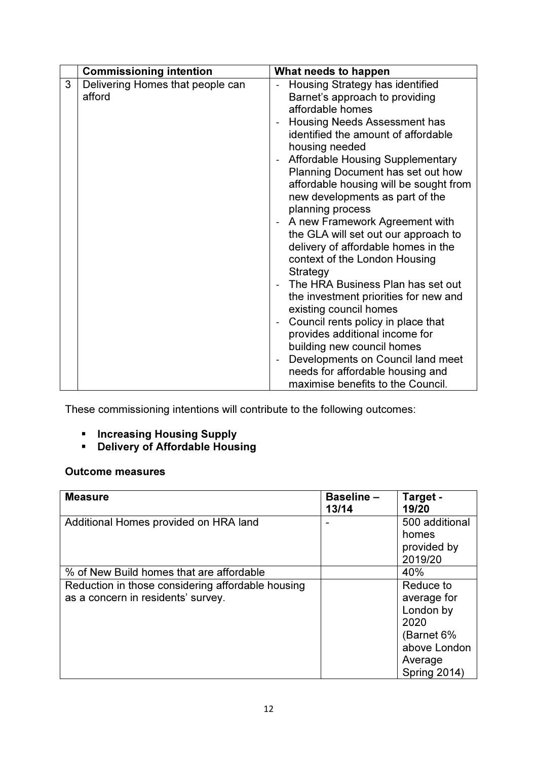|   | Commissioning intention | What needs to happen |
|---|---|---|
| 3 | Delivering Homes that people can afford | - Housing Strategy has identified Barnet's approach to providing affordable homes<br>- Housing Needs Assessment has identified the amount of affordable housing needed<br>- Affordable Housing Supplementary Planning Document has set out how affordable housing will be sought from new developments as part of the planning process<br>- A new Framework Agreement with the GLA will set out our approach to delivery of affordable homes in the context of the London Housing Strategy<br>- The HRA Business Plan has set out the investment priorities for new and existing council homes<br>- Council rents policy in place that provides additional income for building new council homes<br>- Developments on Council land meet needs for affordable housing and maximise benefits to the Council. |

These commissioning intentions will contribute to the following outcomes:

- **Increasing Housing Supply**
- **Delivery of Affordable Housing**

**Outcome measures**

| Measure | Baseline – 13/14 | Target - 19/20 |
|---|---|---|
| Additional Homes provided on HRA land | - | 500 additional homes provided by 2019/20 |
| % of New Build homes that are affordable | | 40% |
| Reduction in those considering affordable housing as a concern in residents' survey. | | Reduce to average for London by 2020 (Barnet 6% above London Average Spring 2014) |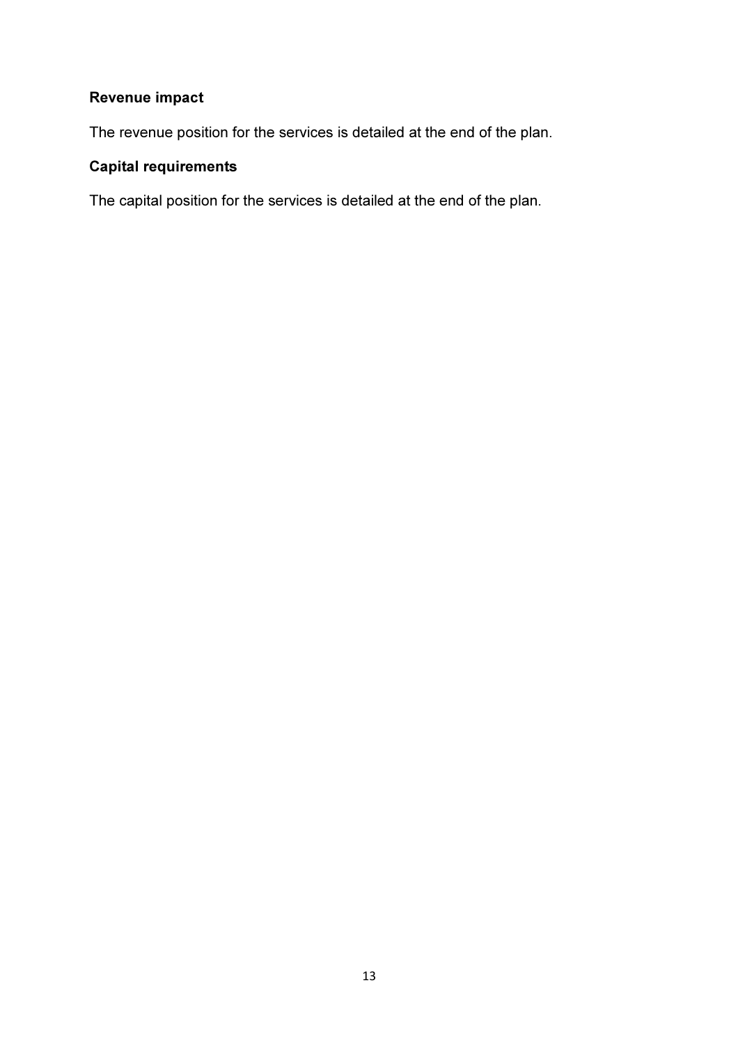### Revenue impact

The revenue position for the services is detailed at the end of the plan.

### Capital requirements

The capital position for the services is detailed at the end of the plan.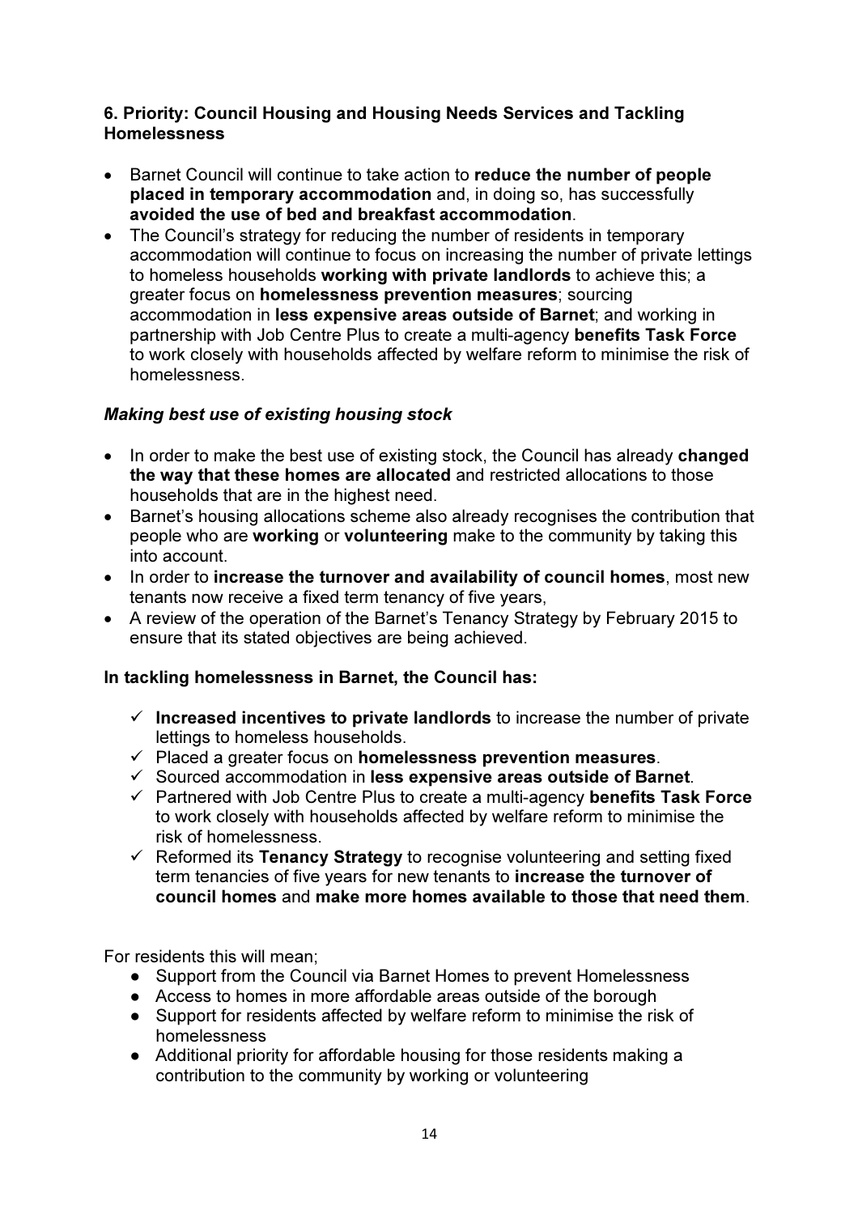### 6. Priority: Council Housing and Housing Needs Services and Tackling Homelessness

- Barnet Council will continue to take action to **reduce the number of people placed in temporary accommodation** and, in doing so, has successfully **avoided the use of bed and breakfast accommodation**.
- The Council's strategy for reducing the number of residents in temporary accommodation will continue to focus on increasing the number of private lettings to homeless households **working with private landlords** to achieve this; a greater focus on **homelessness prevention measures**; sourcing accommodation in **less expensive areas outside of Barnet**; and working in partnership with Job Centre Plus to create a multi-agency **benefits Task Force** to work closely with households affected by welfare reform to minimise the risk of homelessness.

***Making best use of existing housing stock***

- In order to make the best use of existing stock, the Council has already **changed the way that these homes are allocated** and restricted allocations to those households that are in the highest need.
- Barnet's housing allocations scheme also already recognises the contribution that people who are **working** or **volunteering** make to the community by taking this into account.
- In order to **increase the turnover and availability of council homes**, most new tenants now receive a fixed term tenancy of five years,
- A review of the operation of the Barnet's Tenancy Strategy by February 2015 to ensure that its stated objectives are being achieved.

**In tackling homelessness in Barnet, the Council has:**

- ✓ **Increased incentives to private landlords** to increase the number of private lettings to homeless households.
- ✓ Placed a greater focus on **homelessness prevention measures**.
- ✓ Sourced accommodation in **less expensive areas outside of Barnet**.
- ✓ Partnered with Job Centre Plus to create a multi-agency **benefits Task Force** to work closely with households affected by welfare reform to minimise the risk of homelessness.
- ✓ Reformed its **Tenancy Strategy** to recognise volunteering and setting fixed term tenancies of five years for new tenants to **increase the turnover of council homes** and **make more homes available to those that need them**.

For residents this will mean;

- Support from the Council via Barnet Homes to prevent Homelessness
- Access to homes in more affordable areas outside of the borough
- Support for residents affected by welfare reform to minimise the risk of homelessness
- Additional priority for affordable housing for those residents making a contribution to the community by working or volunteering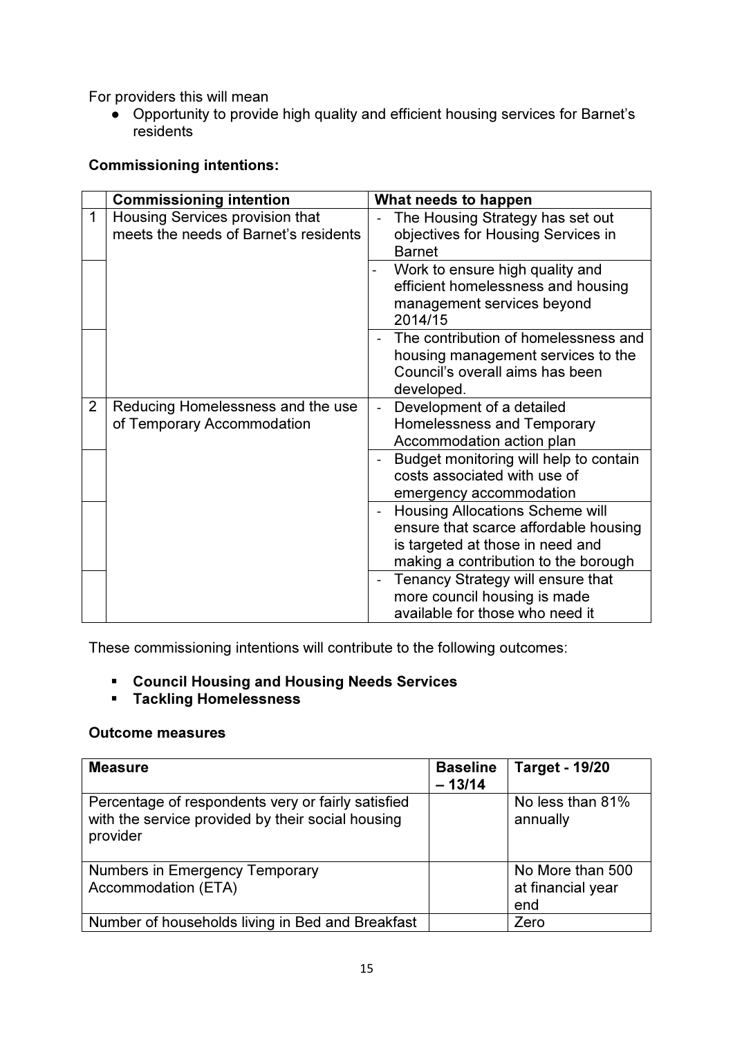For providers this will mean

- Opportunity to provide high quality and efficient housing services for Barnet's residents

**Commissioning intentions:**

| | Commissioning intention | What needs to happen |
|---|---|---|
| 1 | Housing Services provision that meets the needs of Barnet's residents | - The Housing Strategy has set out objectives for Housing Services in Barnet |
| | | - Work to ensure high quality and efficient homelessness and housing management services beyond 2014/15 |
| | | - The contribution of homelessness and housing management services to the Council's overall aims has been developed. |
| 2 | Reducing Homelessness and the use of Temporary Accommodation | - Development of a detailed Homelessness and Temporary Accommodation action plan |
| | | - Budget monitoring will help to contain costs associated with use of emergency accommodation |
| | | - Housing Allocations Scheme will ensure that scarce affordable housing is targeted at those in need and making a contribution to the borough |
| | | - Tenancy Strategy will ensure that more council housing is made available for those who need it |

These commissioning intentions will contribute to the following outcomes:

- **Council Housing and Housing Needs Services**
- **Tackling Homelessness**

**Outcome measures**

| Measure | Baseline – 13/14 | Target - 19/20 |
|---|---|---|
| Percentage of respondents very or fairly satisfied with the service provided by their social housing provider | | No less than 81% annually |
| Numbers in Emergency Temporary Accommodation (ETA) | | No More than 500 at financial year end |
| Number of households living in Bed and Breakfast | | Zero |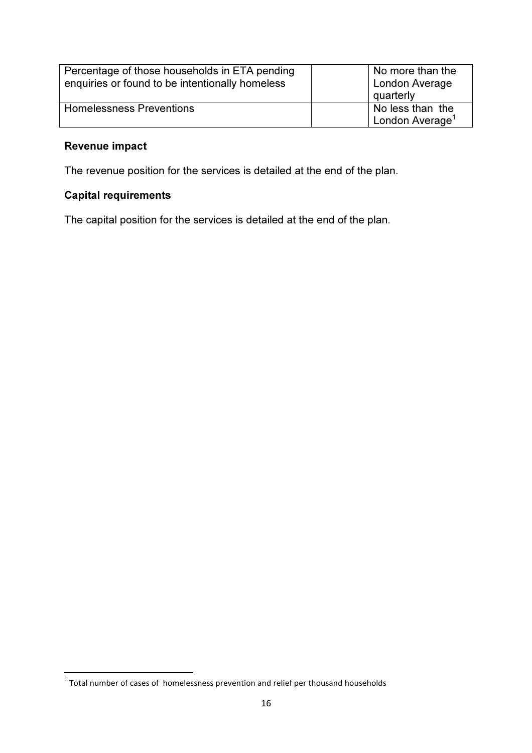| Percentage of those households in ETA pending enquiries or found to be intentionally homeless | | No more than the London Average quarterly |
|---|---|---|
| Homelessness Preventions | | No less than the London Average[1] |

**Revenue impact**

The revenue position for the services is detailed at the end of the plan.

**Capital requirements**

The capital position for the services is detailed at the end of the plan.

[1] Total number of cases of homelessness prevention and relief per thousand households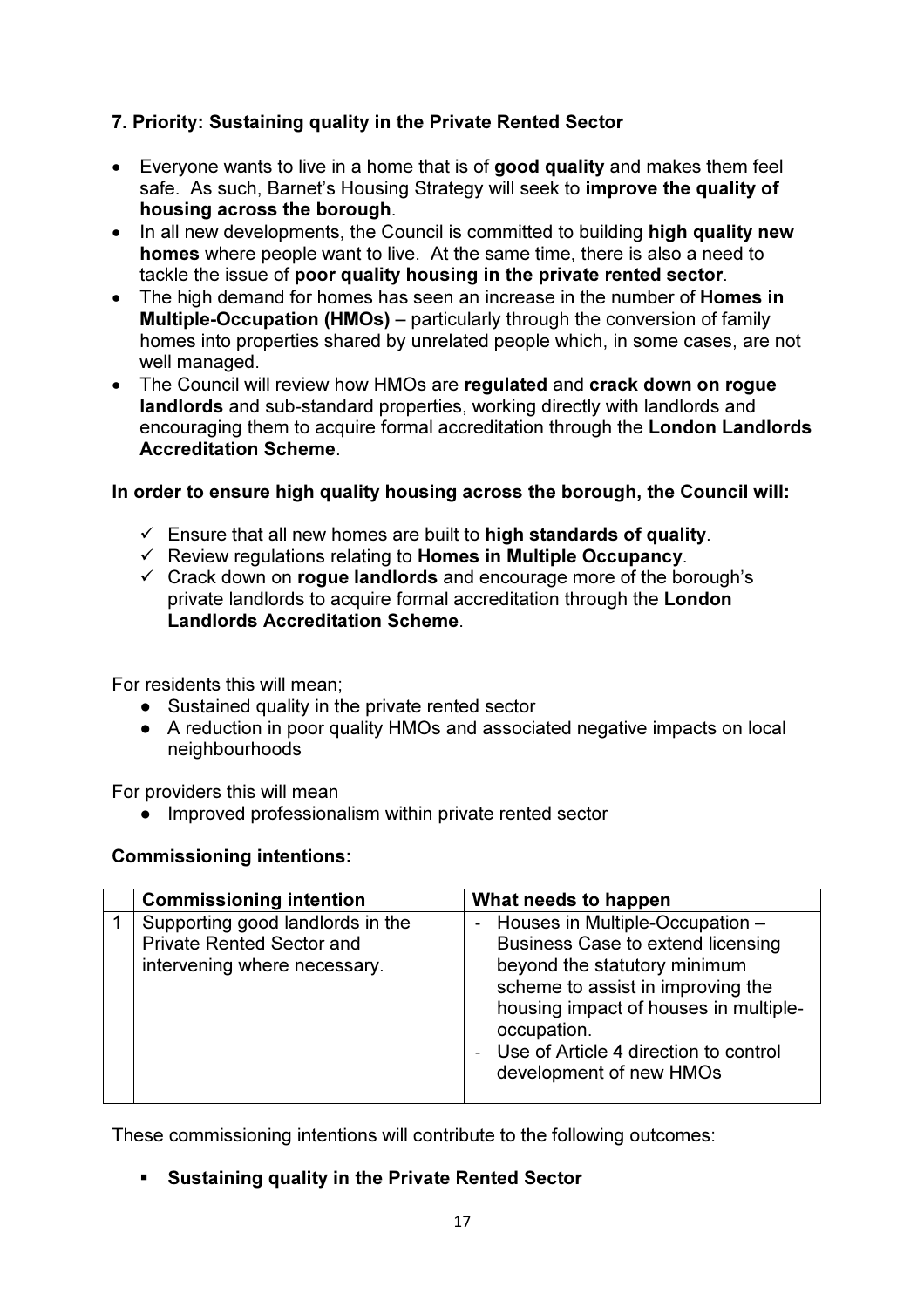## 7. Priority: Sustaining quality in the Private Rented Sector

- Everyone wants to live in a home that is of **good quality** and makes them feel safe. As such, Barnet's Housing Strategy will seek to **improve the quality of housing across the borough**.
- In all new developments, the Council is committed to building **high quality new homes** where people want to live. At the same time, there is also a need to tackle the issue of **poor quality housing in the private rented sector**.
- The high demand for homes has seen an increase in the number of **Homes in Multiple-Occupation (HMOs)** – particularly through the conversion of family homes into properties shared by unrelated people which, in some cases, are not well managed.
- The Council will review how HMOs are **regulated** and **crack down on rogue landlords** and sub-standard properties, working directly with landlords and encouraging them to acquire formal accreditation through the **London Landlords Accreditation Scheme**.

**In order to ensure high quality housing across the borough, the Council will:**

- ✓ Ensure that all new homes are built to **high standards of quality**.
- ✓ Review regulations relating to **Homes in Multiple Occupancy**.
- ✓ Crack down on **rogue landlords** and encourage more of the borough's private landlords to acquire formal accreditation through the **London Landlords Accreditation Scheme**.

For residents this will mean;

- Sustained quality in the private rented sector
- A reduction in poor quality HMOs and associated negative impacts on local neighbourhoods

For providers this will mean

- Improved professionalism within private rented sector

**Commissioning intentions:**

| | **Commissioning intention** | **What needs to happen** |
|---|---|---|
| 1 | Supporting good landlords in the Private Rented Sector and intervening where necessary. | - Houses in Multiple-Occupation – Business Case to extend licensing beyond the statutory minimum scheme to assist in improving the housing impact of houses in multiple-occupation.<br>- Use of Article 4 direction to control development of new HMOs |

These commissioning intentions will contribute to the following outcomes:

- **Sustaining quality in the Private Rented Sector**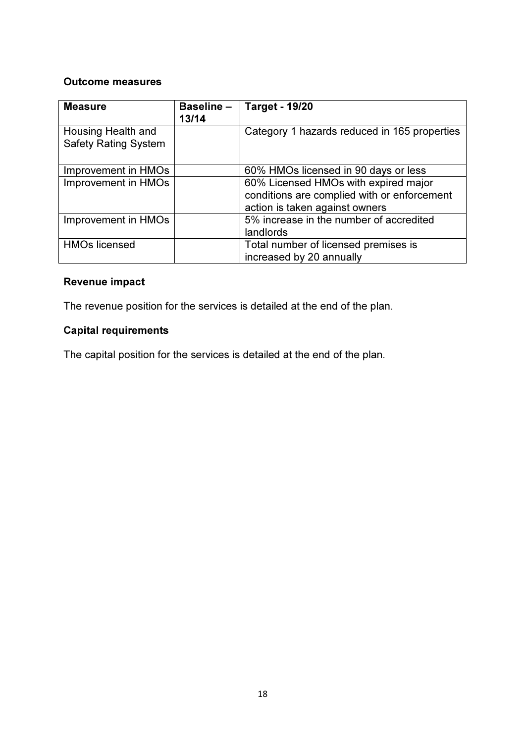**Outcome measures**

| **Measure** | **Baseline – 13/14** | **Target - 19/20** |
|---|---|---|
| Housing Health and Safety Rating System | | Category 1 hazards reduced in 165 properties |
| Improvement in HMOs | | 60% HMOs licensed in 90 days or less |
| Improvement in HMOs | | 60% Licensed HMOs with expired major conditions are complied with or enforcement action is taken against owners |
| Improvement in HMOs | | 5% increase in the number of accredited landlords |
| HMOs licensed | | Total number of licensed premises is increased by 20 annually |

**Revenue impact**

The revenue position for the services is detailed at the end of the plan.

**Capital requirements**

The capital position for the services is detailed at the end of the plan.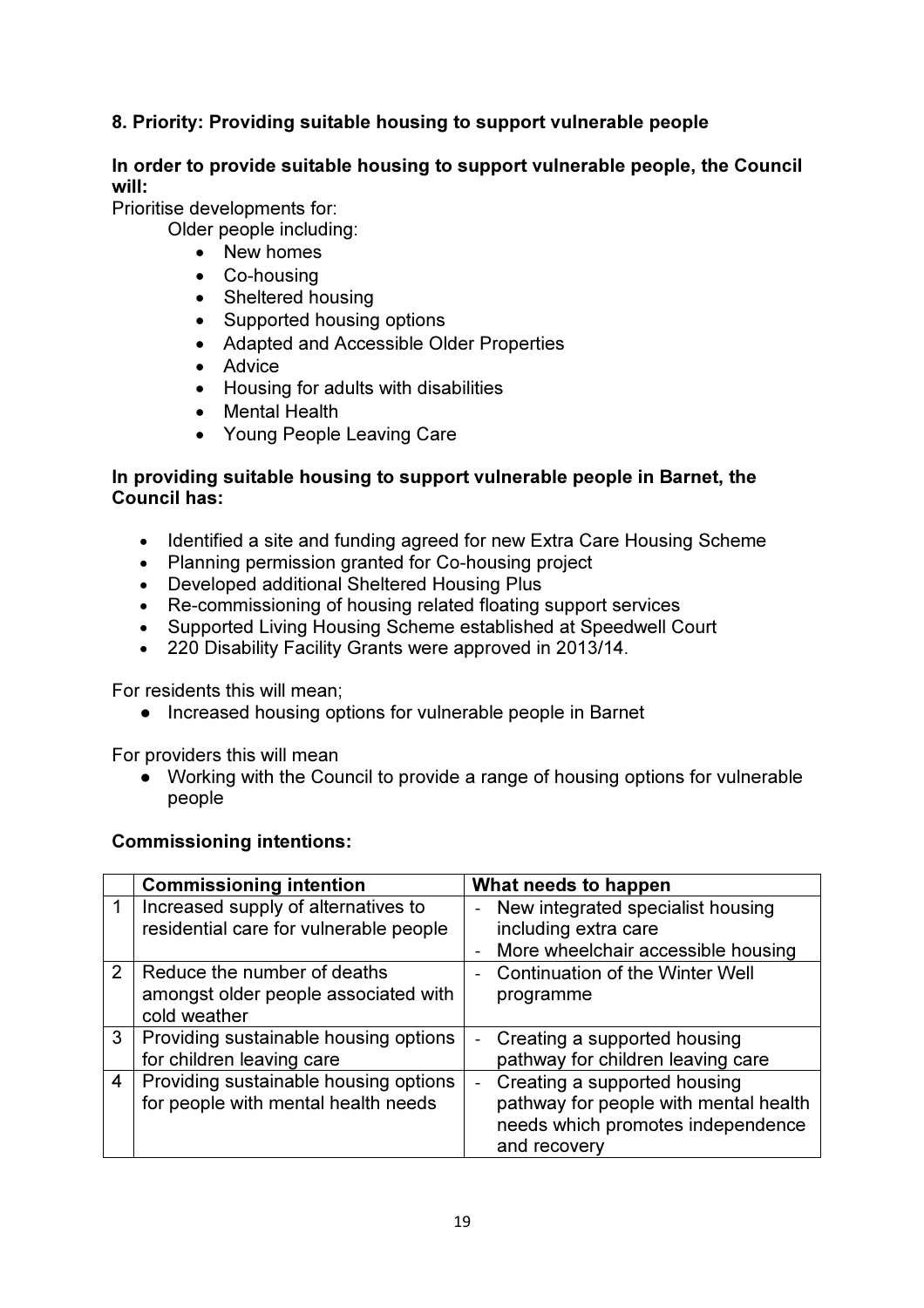**8. Priority: Providing suitable housing to support vulnerable people**

**In order to provide suitable housing to support vulnerable people, the Council will:**

Prioritise developments for:

Older people including:

- New homes
- Co-housing
- Sheltered housing
- Supported housing options
- Adapted and Accessible Older Properties
- Advice
- Housing for adults with disabilities
- Mental Health
- Young People Leaving Care

**In providing suitable housing to support vulnerable people in Barnet, the Council has:**

- Identified a site and funding agreed for new Extra Care Housing Scheme
- Planning permission granted for Co-housing project
- Developed additional Sheltered Housing Plus
- Re-commissioning of housing related floating support services
- Supported Living Housing Scheme established at Speedwell Court
- 220 Disability Facility Grants were approved in 2013/14.

For residents this will mean;

- Increased housing options for vulnerable people in Barnet

For providers this will mean

- Working with the Council to provide a range of housing options for vulnerable people

**Commissioning intentions:**

| | **Commissioning intention** | **What needs to happen** |
|---|---|---|
| 1 | Increased supply of alternatives to residential care for vulnerable people | - New integrated specialist housing including extra care<br>- More wheelchair accessible housing |
| 2 | Reduce the number of deaths amongst older people associated with cold weather | - Continuation of the Winter Well programme |
| 3 | Providing sustainable housing options for children leaving care | - Creating a supported housing pathway for children leaving care |
| 4 | Providing sustainable housing options for people with mental health needs | - Creating a supported housing pathway for people with mental health needs which promotes independence and recovery |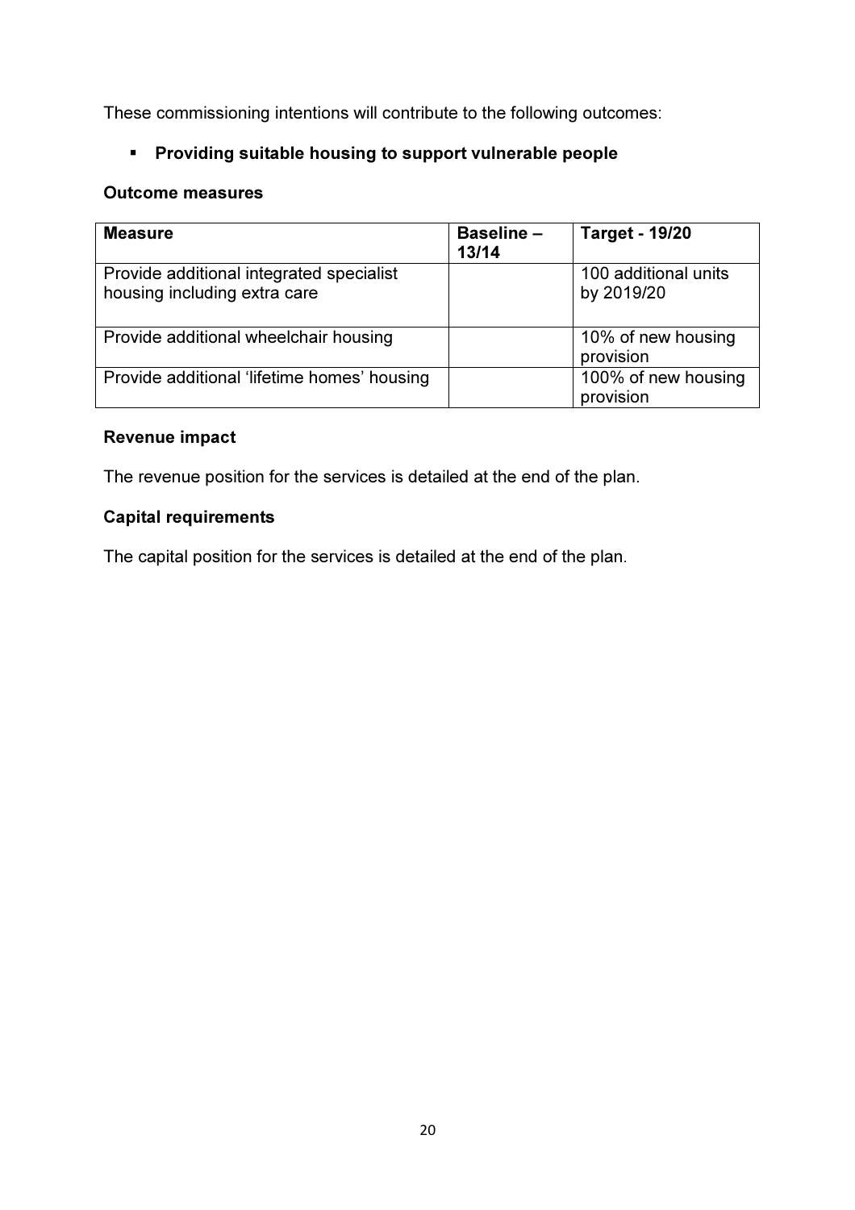These commissioning intentions will contribute to the following outcomes:

- **Providing suitable housing to support vulnerable people**

**Outcome measures**

| Measure | Baseline – 13/14 | Target - 19/20 |
|---|---|---|
| Provide additional integrated specialist housing including extra care | | 100 additional units by 2019/20 |
| Provide additional wheelchair housing | | 10% of new housing provision |
| Provide additional 'lifetime homes' housing | | 100% of new housing provision |

**Revenue impact**

The revenue position for the services is detailed at the end of the plan.

**Capital requirements**

The capital position for the services is detailed at the end of the plan.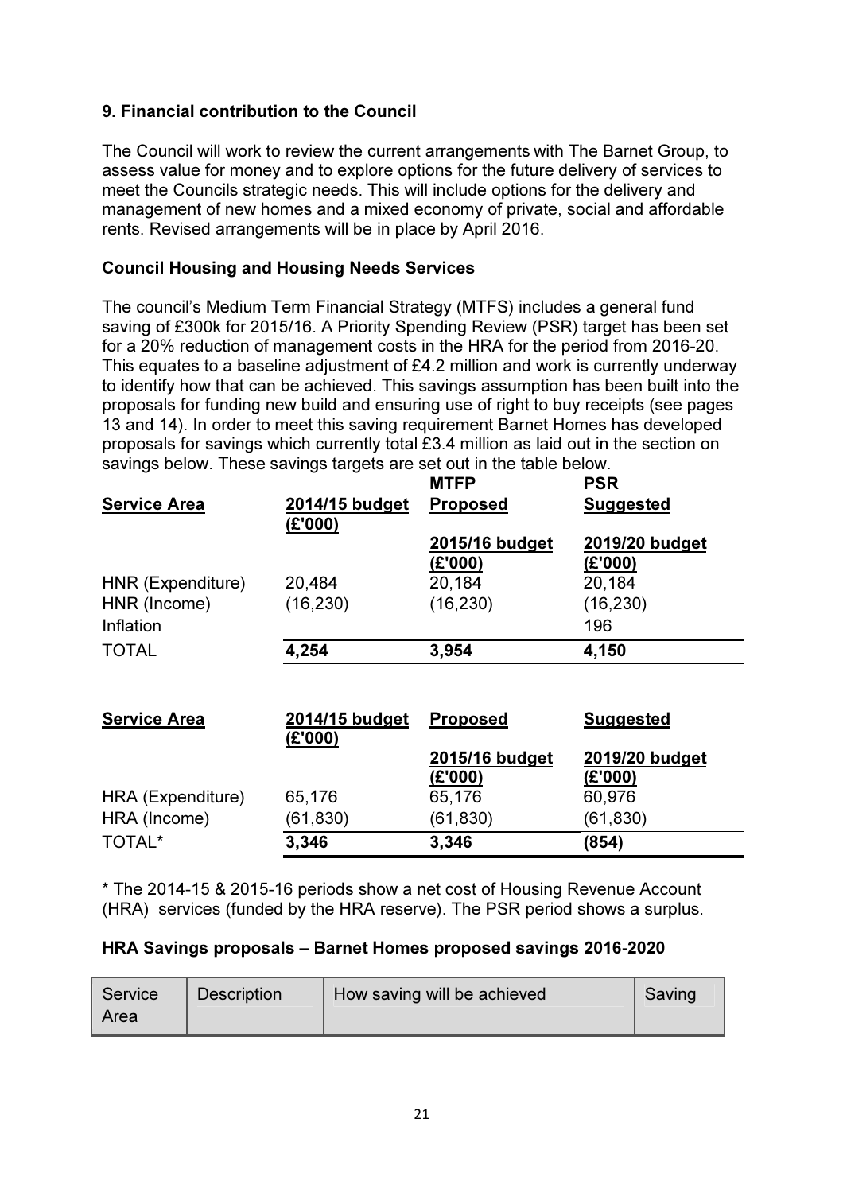## 9. Financial contribution to the Council

The Council will work to review the current arrangements with The Barnet Group, to assess value for money and to explore options for the future delivery of services to meet the Councils strategic needs. This will include options for the delivery and management of new homes and a mixed economy of private, social and affordable rents. Revised arrangements will be in place by April 2016.

### Council Housing and Housing Needs Services

The council's Medium Term Financial Strategy (MTFS) includes a general fund saving of £300k for 2015/16. A Priority Spending Review (PSR) target has been set for a 20% reduction of management costs in the HRA for the period from 2016-20. This equates to a baseline adjustment of £4.2 million and work is currently underway to identify how that can be achieved. This savings assumption has been built into the proposals for funding new build and ensuring use of right to buy receipts (see pages 13 and 14). In order to meet this saving requirement Barnet Homes has developed proposals for savings which currently total £3.4 million as laid out in the section on savings below. These savings targets are set out in the table below.

| Service Area | 2014/15 budget (£'000) | MTFP Proposed 2015/16 budget (£'000) | PSR Suggested 2019/20 budget (£'000) |
|---|---|---|---|
| HNR (Expenditure) | 20,484 | 20,184 | 20,184 |
| HNR (Income) | (16,230) | (16,230) | (16,230) |
| Inflation | | | 196 |
| TOTAL | **4,254** | **3,954** | **4,150** |

| Service Area | 2014/15 budget (£'000) | Proposed 2015/16 budget (£'000) | Suggested 2019/20 budget (£'000) |
|---|---|---|---|
| HRA (Expenditure) | 65,176 | 65,176 | 60,976 |
| HRA (Income) | (61,830) | (61,830) | (61,830) |
| TOTAL* | **3,346** | **3,346** | **(854)** |

\* The 2014-15 & 2015-16 periods show a net cost of Housing Revenue Account (HRA) services (funded by the HRA reserve). The PSR period shows a surplus.

### HRA Savings proposals – Barnet Homes proposed savings 2016-2020

| Service Area | Description | How saving will be achieved | Saving |
|---|---|---|---|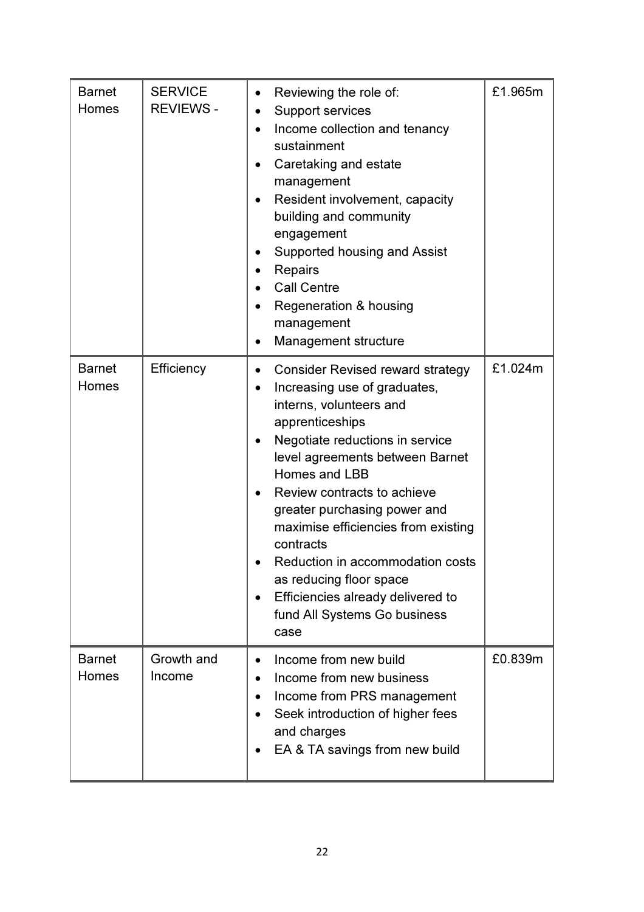| | | | |
|---|---|---|---|
| Barnet Homes | SERVICE REVIEWS - | • Reviewing the role of:<br>• Support services<br>• Income collection and tenancy sustainment<br>• Caretaking and estate management<br>• Resident involvement, capacity building and community engagement<br>• Supported housing and Assist<br>• Repairs<br>• Call Centre<br>• Regeneration & housing management<br>• Management structure | £1.965m |
| Barnet Homes | Efficiency | • Consider Revised reward strategy<br>• Increasing use of graduates, interns, volunteers and apprenticeships<br>• Negotiate reductions in service level agreements between Barnet Homes and LBB<br>• Review contracts to achieve greater purchasing power and maximise efficiencies from existing contracts<br>• Reduction in accommodation costs as reducing floor space<br>• Efficiencies already delivered to fund All Systems Go business case | £1.024m |
| Barnet Homes | Growth and Income | • Income from new build<br>• Income from new business<br>• Income from PRS management<br>• Seek introduction of higher fees and charges<br>• EA & TA savings from new build | £0.839m |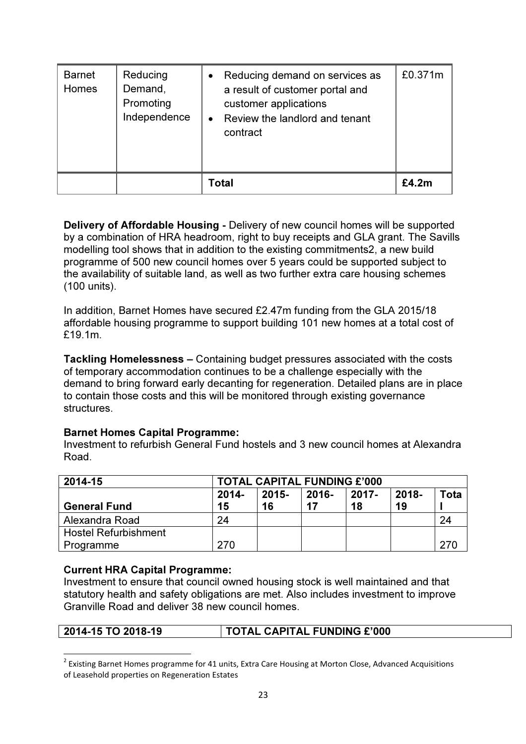| Barnet Homes | Reducing Demand, Promoting Independence | • Reducing demand on services as a result of customer portal and customer applications<br>• Review the landlord and tenant contract | £0.371m |
|---|---|---|---|
| | | **Total** | **£4.2m** |

**Delivery of Affordable Housing -** Delivery of new council homes will be supported by a combination of HRA headroom, right to buy receipts and GLA grant. The Savills modelling tool shows that in addition to the existing commitments[2], a new build programme of 500 new council homes over 5 years could be supported subject to the availability of suitable land, as well as two further extra care housing schemes (100 units).

In addition, Barnet Homes have secured £2.47m funding from the GLA 2015/18 affordable housing programme to support building 101 new homes at a total cost of £19.1m.

**Tackling Homelessness –** Containing budget pressures associated with the costs of temporary accommodation continues to be a challenge especially with the demand to bring forward early decanting for regeneration. Detailed plans are in place to contain those costs and this will be monitored through existing governance structures.

**Barnet Homes Capital Programme:**
Investment to refurbish General Fund hostels and 3 new council homes at Alexandra Road.

| **2014-15** | **TOTAL CAPITAL FUNDING £'000** | | | | | |
|---|---|---|---|---|---|---|
| **General Fund** | **2014-15** | **2015-16** | **2016-17** | **2017-18** | **2018-19** | **Total** |
| Alexandra Road | 24 | | | | | 24 |
| Hostel Refurbishment Programme | 270 | | | | | 270 |

**Current HRA Capital Programme:**
Investment to ensure that council owned housing stock is well maintained and that statutory health and safety obligations are met. Also includes investment to improve Granville Road and deliver 38 new council homes.

| **2014-15 TO 2018-19** | **TOTAL CAPITAL FUNDING £'000** |
|---|---|

[2] Existing Barnet Homes programme for 41 units, Extra Care Housing at Morton Close, Advanced Acquisitions of Leasehold properties on Regeneration Estates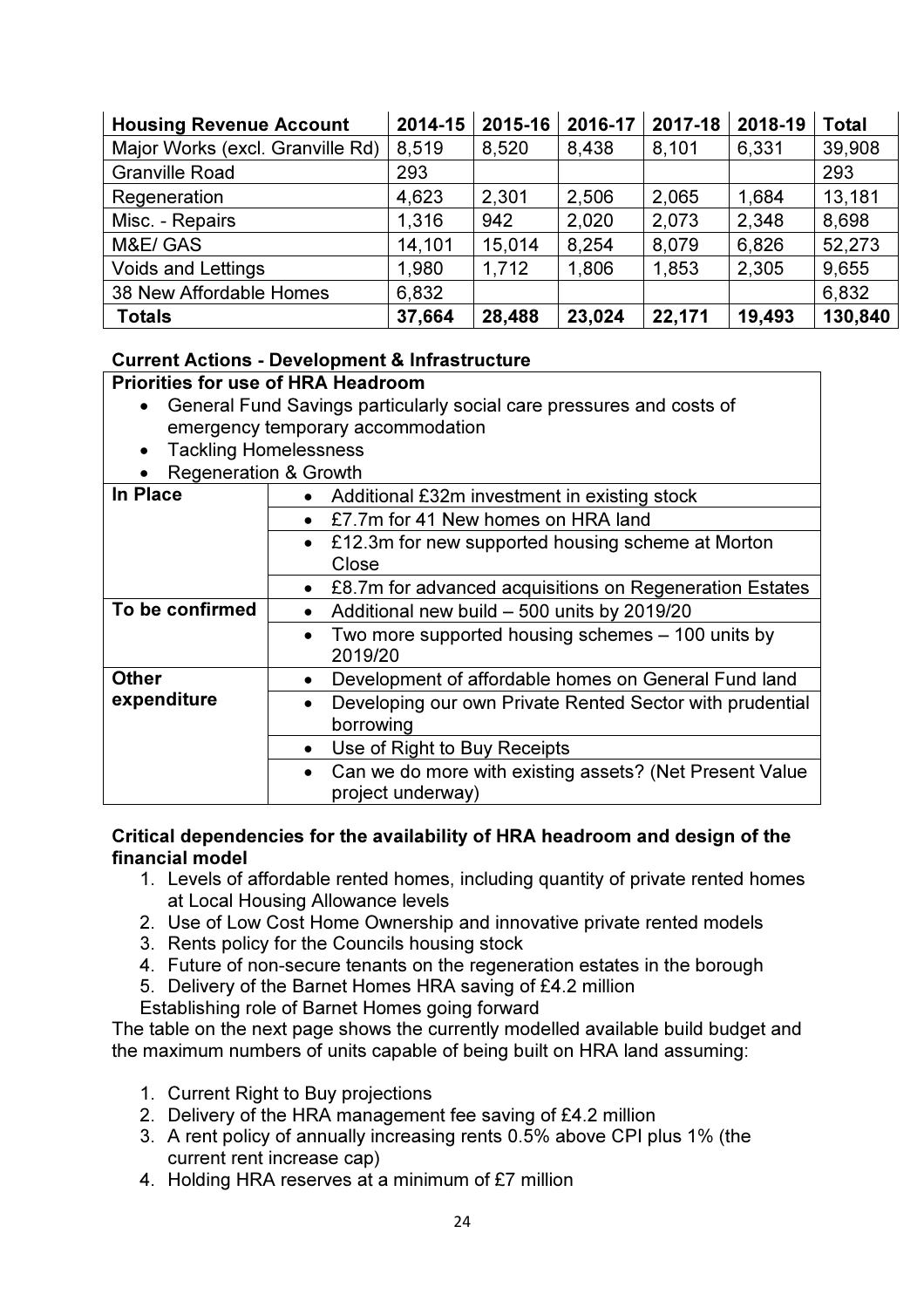| Housing Revenue Account | 2014-15 | 2015-16 | 2016-17 | 2017-18 | 2018-19 | Total |
|---|---|---|---|---|---|---|
| Major Works (excl. Granville Rd) | 8,519 | 8,520 | 8,438 | 8,101 | 6,331 | 39,908 |
| Granville Road | 293 | | | | | 293 |
| Regeneration | 4,623 | 2,301 | 2,506 | 2,065 | 1,684 | 13,181 |
| Misc. - Repairs | 1,316 | 942 | 2,020 | 2,073 | 2,348 | 8,698 |
| M&E/ GAS | 14,101 | 15,014 | 8,254 | 8,079 | 6,826 | 52,273 |
| Voids and Lettings | 1,980 | 1,712 | 1,806 | 1,853 | 2,305 | 9,655 |
| 38 New Affordable Homes | 6,832 | | | | | 6,832 |
| **Totals** | **37,664** | **28,488** | **23,024** | **22,171** | **19,493** | **130,840** |

**Current Actions - Development & Infrastructure**

**Priorities for use of HRA Headroom**

- General Fund Savings particularly social care pressures and costs of emergency temporary accommodation
- Tackling Homelessness
- Regeneration & Growth

| | |
|---|---|
| **In Place** | • Additional £32m investment in existing stock |
| | • £7.7m for 41 New homes on HRA land |
| | • £12.3m for new supported housing scheme at Morton Close |
| | • £8.7m for advanced acquisitions on Regeneration Estates |
| **To be confirmed** | • Additional new build – 500 units by 2019/20 |
| | • Two more supported housing schemes – 100 units by 2019/20 |
| **Other expenditure** | • Development of affordable homes on General Fund land |
| | • Developing our own Private Rented Sector with prudential borrowing |
| | • Use of Right to Buy Receipts |
| | • Can we do more with existing assets? (Net Present Value project underway) |

**Critical dependencies for the availability of HRA headroom and design of the financial model**

1. Levels of affordable rented homes, including quantity of private rented homes at Local Housing Allowance levels
2. Use of Low Cost Home Ownership and innovative private rented models
3. Rents policy for the Councils housing stock
4. Future of non-secure tenants on the regeneration estates in the borough
5. Delivery of the Barnet Homes HRA saving of £4.2 million

Establishing role of Barnet Homes going forward

The table on the next page shows the currently modelled available build budget and the maximum numbers of units capable of being built on HRA land assuming:

1. Current Right to Buy projections
2. Delivery of the HRA management fee saving of £4.2 million
3. A rent policy of annually increasing rents 0.5% above CPI plus 1% (the current rent increase cap)
4. Holding HRA reserves at a minimum of £7 million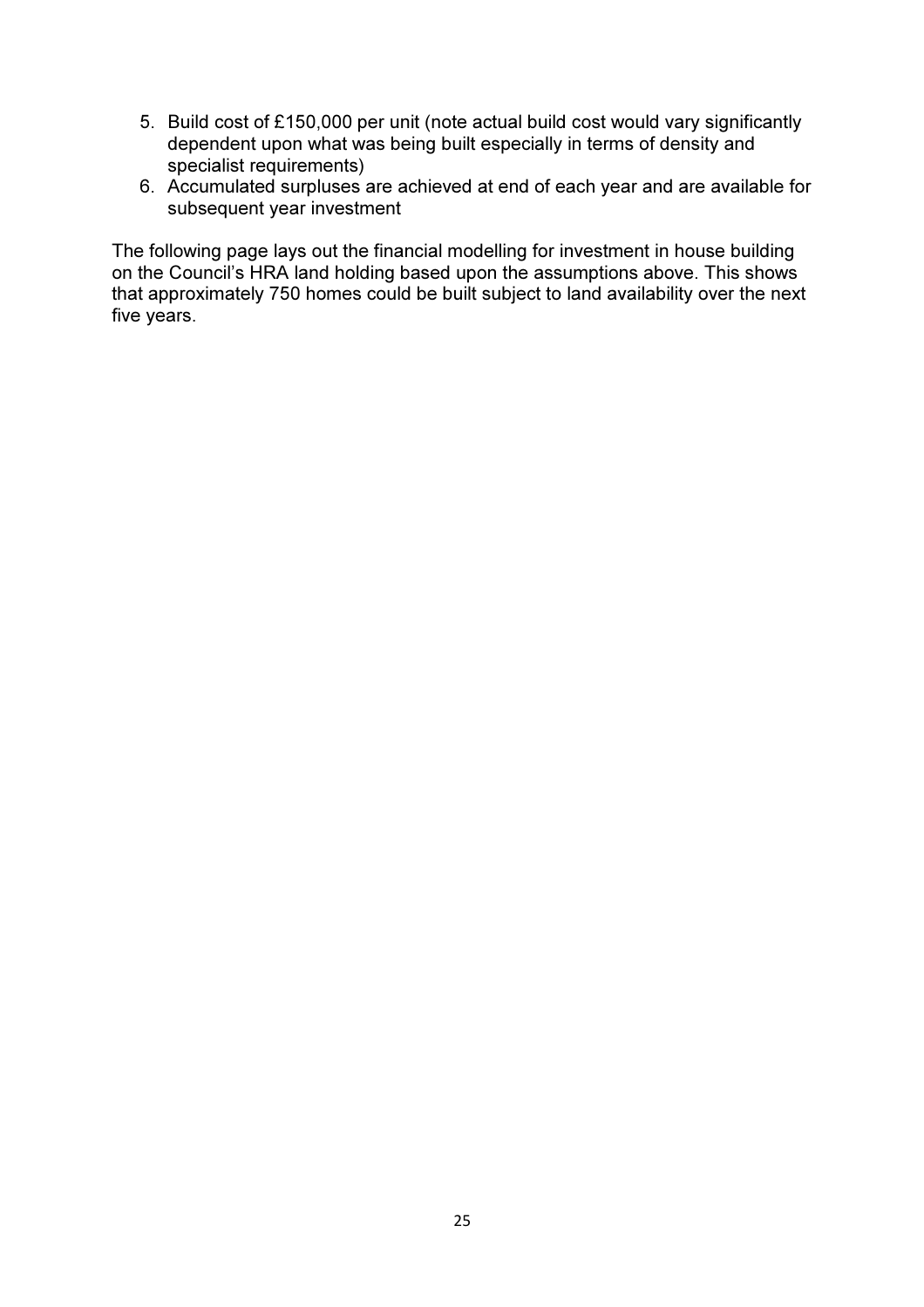5. Build cost of £150,000 per unit (note actual build cost would vary significantly dependent upon what was being built especially in terms of density and specialist requirements)
6. Accumulated surpluses are achieved at end of each year and are available for subsequent year investment

The following page lays out the financial modelling for investment in house building on the Council's HRA land holding based upon the assumptions above. This shows that approximately 750 homes could be built subject to land availability over the next five years.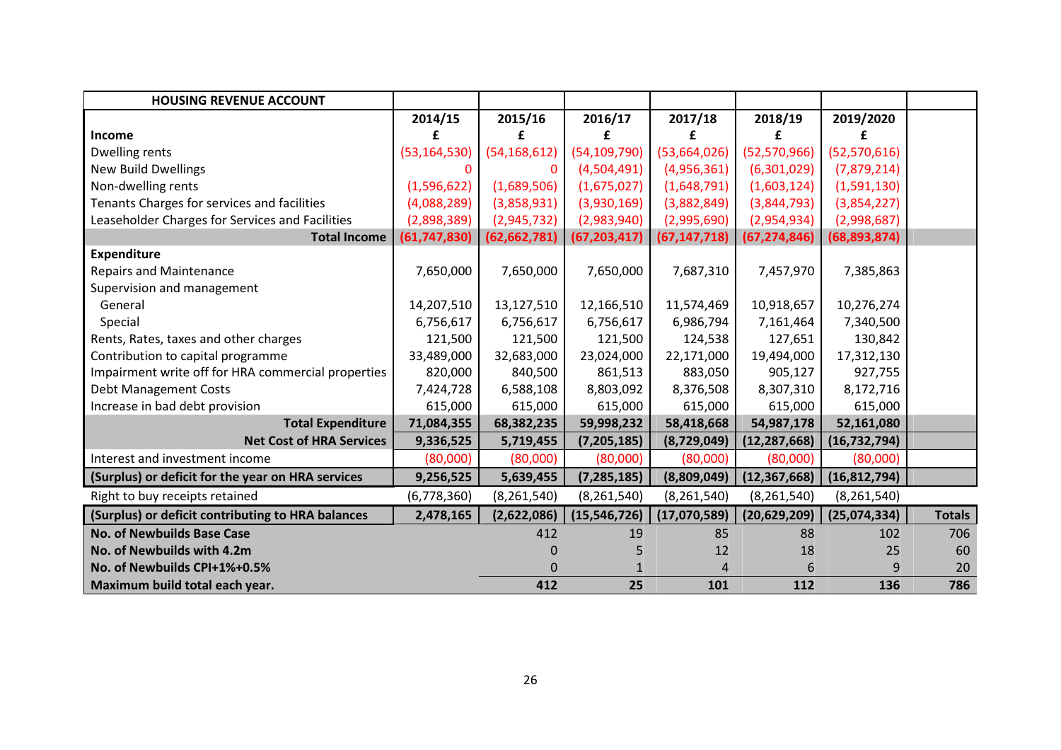| HOUSING REVENUE ACCOUNT | | | | | | | |
|---|---|---|---|---|---|---|---|
| | 2014/15 | 2015/16 | 2016/17 | 2017/18 | 2018/19 | 2019/2020 | |
| **Income** | £ | £ | £ | £ | £ | £ | |
| Dwelling rents | (53,164,530) | (54,168,612) | (54,109,790) | (53,664,026) | (52,570,966) | (52,570,616) | |
| New Build Dwellings | 0 | 0 | (4,504,491) | (4,956,361) | (6,301,029) | (7,879,214) | |
| Non-dwelling rents | (1,596,622) | (1,689,506) | (1,675,027) | (1,648,791) | (1,603,124) | (1,591,130) | |
| Tenants Charges for services and facilities | (4,088,289) | (3,858,931) | (3,930,169) | (3,882,849) | (3,844,793) | (3,854,227) | |
| Leaseholder Charges for Services and Facilities | (2,898,389) | (2,945,732) | (2,983,940) | (2,995,690) | (2,954,934) | (2,998,687) | |
| **Total Income** | **(61,747,830)** | **(62,662,781)** | **(67,203,417)** | **(67,147,718)** | **(67,274,846)** | **(68,893,874)** | |
| **Expenditure** | | | | | | | |
| Repairs and Maintenance | 7,650,000 | 7,650,000 | 7,650,000 | 7,687,310 | 7,457,970 | 7,385,863 | |
| Supervision and management | | | | | | | |
| General | 14,207,510 | 13,127,510 | 12,166,510 | 11,574,469 | 10,918,657 | 10,276,274 | |
| Special | 6,756,617 | 6,756,617 | 6,756,617 | 6,986,794 | 7,161,464 | 7,340,500 | |
| Rents, Rates, taxes and other charges | 121,500 | 121,500 | 121,500 | 124,538 | 127,651 | 130,842 | |
| Contribution to capital programme | 33,489,000 | 32,683,000 | 23,024,000 | 22,171,000 | 19,494,000 | 17,312,130 | |
| Impairment write off for HRA commercial properties | 820,000 | 840,500 | 861,513 | 883,050 | 905,127 | 927,755 | |
| Debt Management Costs | 7,424,728 | 6,588,108 | 8,803,092 | 8,376,508 | 8,307,310 | 8,172,716 | |
| Increase in bad debt provision | 615,000 | 615,000 | 615,000 | 615,000 | 615,000 | 615,000 | |
| **Total Expenditure** | **71,084,355** | **68,382,235** | **59,998,232** | **58,418,668** | **54,987,178** | **52,161,080** | |
| **Net Cost of HRA Services** | **9,336,525** | **5,719,455** | **(7,205,185)** | **(8,729,049)** | **(12,287,668)** | **(16,732,794)** | |
| Interest and investment income | (80,000) | (80,000) | (80,000) | (80,000) | (80,000) | (80,000) | |
| **(Surplus) or deficit for the year on HRA services** | **9,256,525** | **5,639,455** | **(7,285,185)** | **(8,809,049)** | **(12,367,668)** | **(16,812,794)** | |
| Right to buy receipts retained | (6,778,360) | (8,261,540) | (8,261,540) | (8,261,540) | (8,261,540) | (8,261,540) | |
| **(Surplus) or deficit contributing to HRA balances** | **2,478,165** | **(2,622,086)** | **(15,546,726)** | **(17,070,589)** | **(20,629,209)** | **(25,074,334)** | **Totals** |
| **No. of Newbuilds Base Case** | | 412 | 19 | 85 | 88 | 102 | 706 |
| **No. of Newbuilds with 4.2m** | | 0 | 5 | 12 | 18 | 25 | 60 |
| **No. of Newbuilds CPI+1%+0.5%** | | 0 | 1 | 4 | 6 | 9 | 20 |
| **Maximum build total each year.** | | **412** | **25** | **101** | **112** | **136** | **786** |